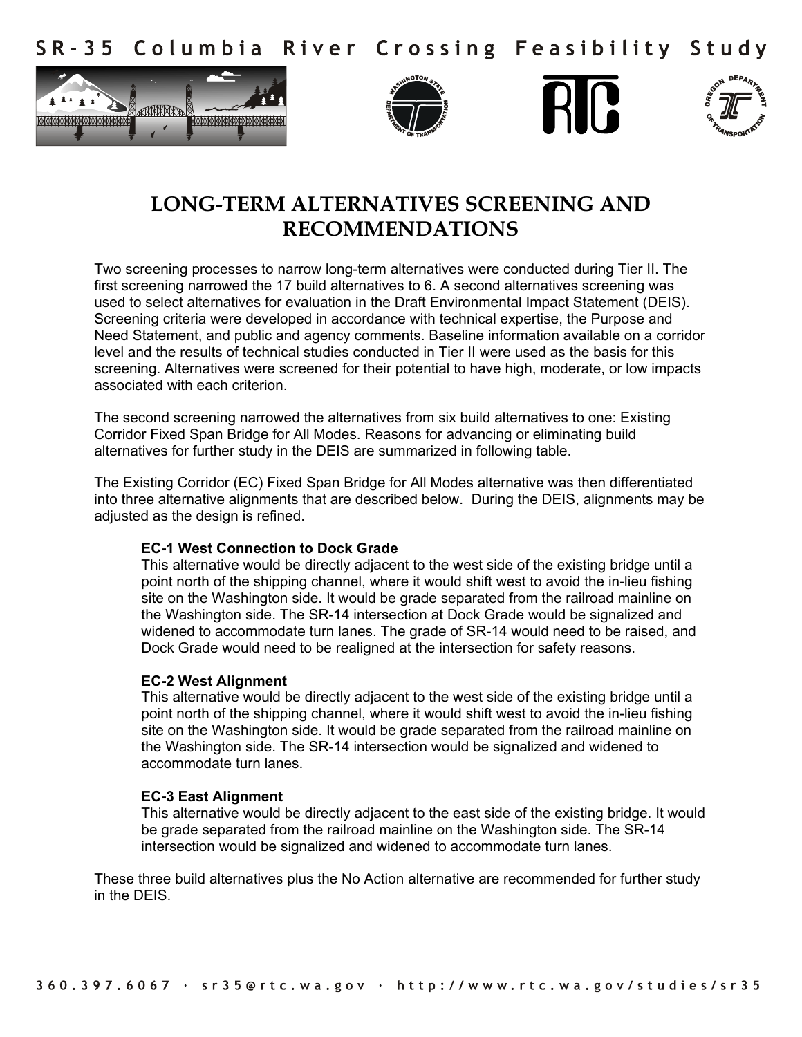# SR-35 Columbia River Crossing Feasibility Study

## LONG-TERM ALTERNATIVES SCREENING AND RECOMMENDATIONS

Two screening processes to narrow long-term alternatives were conducted during Tier II. The first screening narrowed the 17 build alternatives to 6. A second alternatives screening was used to select alternatives for evaluation in the Draft Environmental Impact Statement (DEIS). Screening criteria were developed in accordance with technical expertise, the Purpose and Need Statement, and public and agency comments. Baseline information available on a corridor level and the results of technical studies conducted in Tier II were used as the basis for this screening. Alternatives were screened for their potential to have high, moderate, or low impacts associated with each criterion.

The second screening narrowed the alternatives from six build alternatives to one: Existing Corridor Fixed Span Bridge for All Modes. Reasons for advancing or eliminating build alternatives for further study in the DEIS are summarized in following table.

The Existing Corridor (EC) Fixed Span Bridge for All Modes alternative was then differentiated into three alternative alignments that are described below. During the DEIS, alignments may be adjusted as the design is refined.

**EC-1 West Connection to Dock Grade**
This alternative would be directly adjacent to the west side of the existing bridge until a point north of the shipping channel, where it would shift west to avoid the in-lieu fishing site on the Washington side. It would be grade separated from the railroad mainline on the Washington side. The SR-14 intersection at Dock Grade would be signalized and widened to accommodate turn lanes. The grade of SR-14 would need to be raised, and Dock Grade would need to be realigned at the intersection for safety reasons.

**EC-2 West Alignment**
This alternative would be directly adjacent to the west side of the existing bridge until a point north of the shipping channel, where it would shift west to avoid the in-lieu fishing site on the Washington side. It would be grade separated from the railroad mainline on the Washington side. The SR-14 intersection would be signalized and widened to accommodate turn lanes.

**EC-3 East Alignment**
This alternative would be directly adjacent to the east side of the existing bridge. It would be grade separated from the railroad mainline on the Washington side. The SR-14 intersection would be signalized and widened to accommodate turn lanes.

These three build alternatives plus the No Action alternative are recommended for further study in the DEIS.

360.397.6067 · sr35@rtc.wa.gov · http://www.rtc.wa.gov/studies/sr35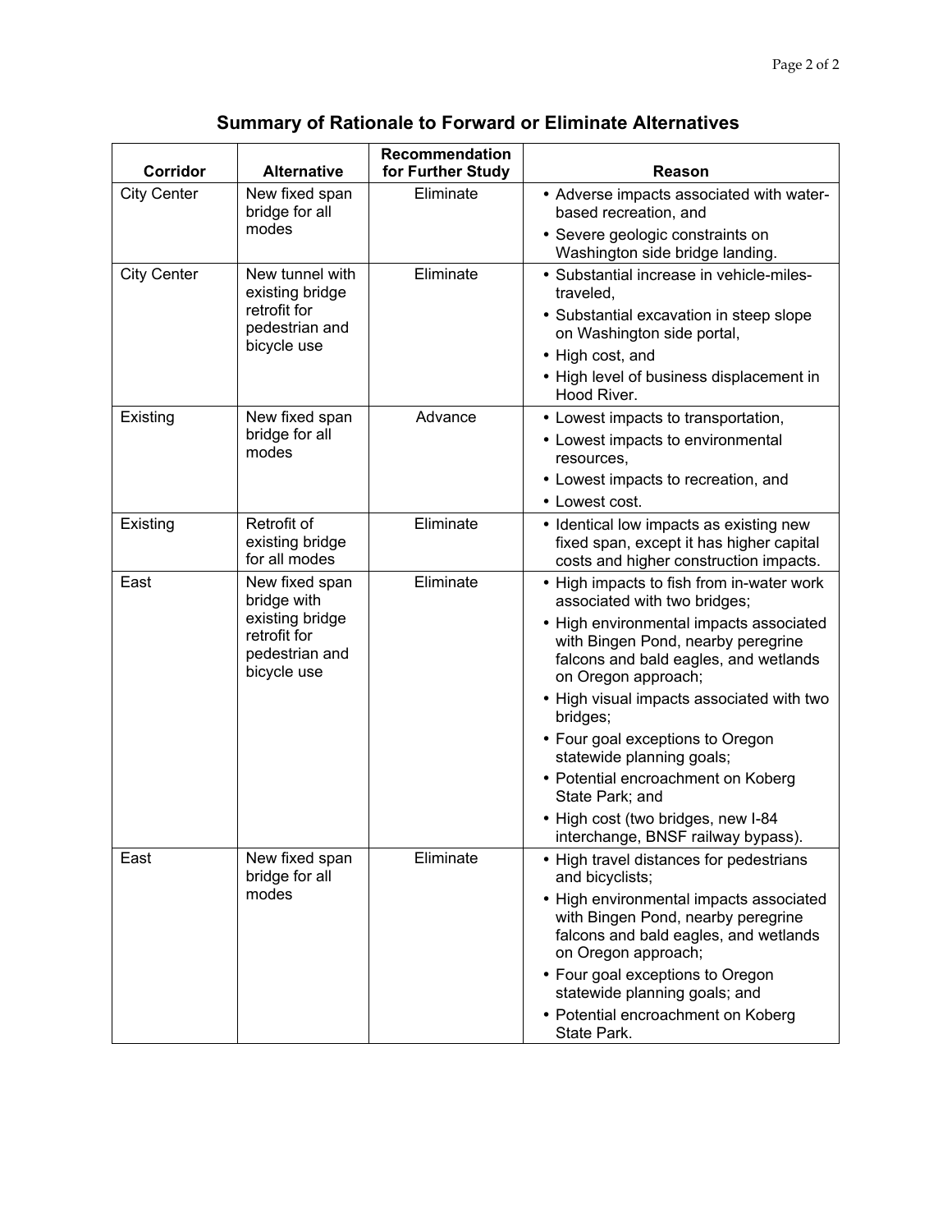## Summary of Rationale to Forward or Eliminate Alternatives

| Corridor | Alternative | Recommendation for Further Study | Reason |
|---|---|---|---|
| City Center | New fixed span bridge for all modes | Eliminate | • Adverse impacts associated with water-based recreation, and<br>• Severe geologic constraints on Washington side bridge landing. |
| City Center | New tunnel with existing bridge retrofit for pedestrian and bicycle use | Eliminate | • Substantial increase in vehicle-miles-traveled,<br>• Substantial excavation in steep slope on Washington side portal,<br>• High cost, and<br>• High level of business displacement in Hood River. |
| Existing | New fixed span bridge for all modes | Advance | • Lowest impacts to transportation,<br>• Lowest impacts to environmental resources,<br>• Lowest impacts to recreation, and<br>• Lowest cost. |
| Existing | Retrofit of existing bridge for all modes | Eliminate | • Identical low impacts as existing new fixed span, except it has higher capital costs and higher construction impacts. |
| East | New fixed span bridge with existing bridge retrofit for pedestrian and bicycle use | Eliminate | • High impacts to fish from in-water work associated with two bridges;<br>• High environmental impacts associated with Bingen Pond, nearby peregrine falcons and bald eagles, and wetlands on Oregon approach;<br>• High visual impacts associated with two bridges;<br>• Four goal exceptions to Oregon statewide planning goals;<br>• Potential encroachment on Koberg State Park; and<br>• High cost (two bridges, new I-84 interchange, BNSF railway bypass). |
| East | New fixed span bridge for all modes | Eliminate | • High travel distances for pedestrians and bicyclists;<br>• High environmental impacts associated with Bingen Pond, nearby peregrine falcons and bald eagles, and wetlands on Oregon approach;<br>• Four goal exceptions to Oregon statewide planning goals; and<br>• Potential encroachment on Koberg State Park. |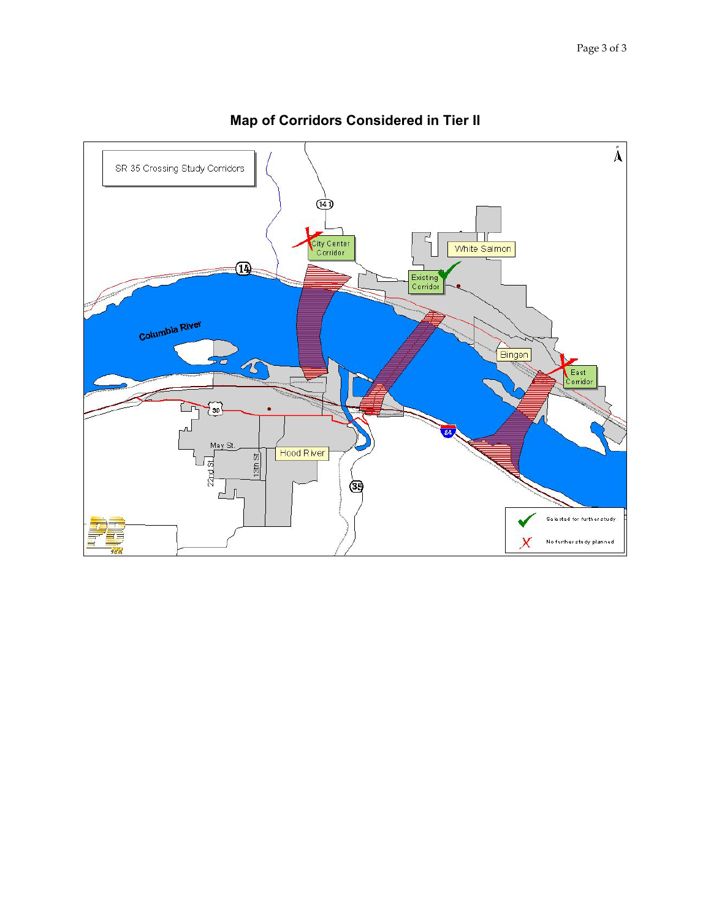## Map of Corridors Considered in Tier II

SR 35 Crossing Study Corridors

City Center Corridor

Existing Corridor

White Salmon

Bingen

East Corridor

Columbia River

Hood River

May St.

22nd St.

13th St.

141

14

30

84

35

Selected for further study

No further study planned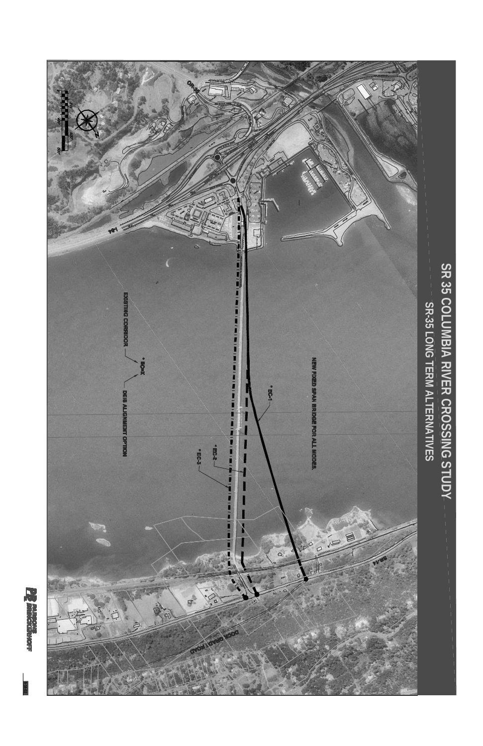# SR 35 COLUMBIA RIVER CROSSING STUDY

## SR-35 LONG TERM ALTERNATIVES

NEW FIXED SPAN BRIDGE FOR ALL MODES.

• EC-1

• EC-2

• EC-3

EXISTING CORRIDOR

• EC-X

DEIS ALIGNMENT OPTION

OR-35

I-84

SR-14

DOCK GRADE ROAD

0 200' 400' 600' 800'

PARSONS BRINCKERHOFF